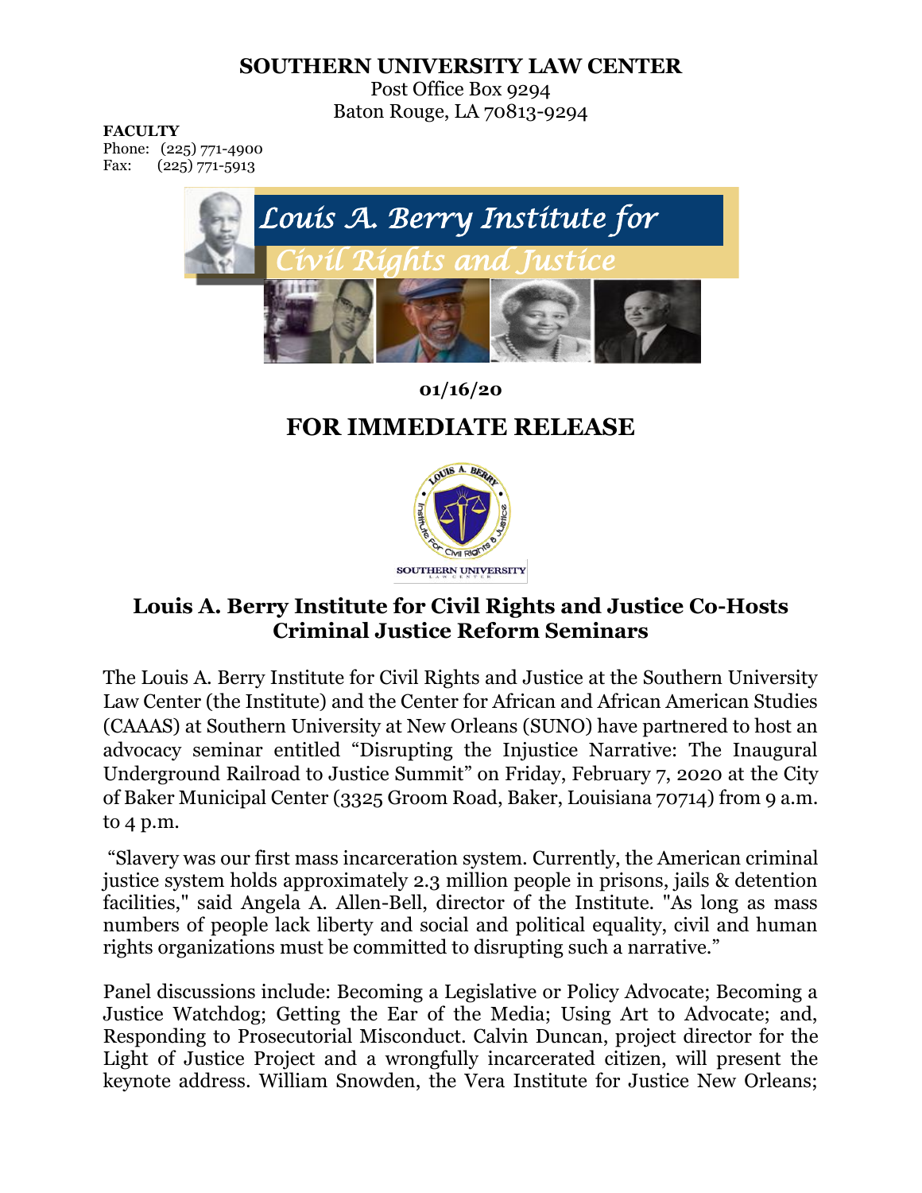**SOUTHERN UNIVERSITY LAW CENTER**
Post Office Box 9294
Baton Rouge, LA 70813-9294

**FACULTY**
Phone: (225) 771-4900
Fax: (225) 771-5913

*Louis A. Berry Institute for Civil Rights and Justice*

**01/16/20**

## FOR IMMEDIATE RELEASE

### Louis A. Berry Institute for Civil Rights and Justice Co-Hosts Criminal Justice Reform Seminars

The Louis A. Berry Institute for Civil Rights and Justice at the Southern University Law Center (the Institute) and the Center for African and African American Studies (CAAAS) at Southern University at New Orleans (SUNO) have partnered to host an advocacy seminar entitled "Disrupting the Injustice Narrative: The Inaugural Underground Railroad to Justice Summit" on Friday, February 7, 2020 at the City of Baker Municipal Center (3325 Groom Road, Baker, Louisiana 70714) from 9 a.m. to 4 p.m.

"Slavery was our first mass incarceration system. Currently, the American criminal justice system holds approximately 2.3 million people in prisons, jails & detention facilities," said Angela A. Allen-Bell, director of the Institute. "As long as mass numbers of people lack liberty and social and political equality, civil and human rights organizations must be committed to disrupting such a narrative."

Panel discussions include: Becoming a Legislative or Policy Advocate; Becoming a Justice Watchdog; Getting the Ear of the Media; Using Art to Advocate; and, Responding to Prosecutorial Misconduct. Calvin Duncan, project director for the Light of Justice Project and a wrongfully incarcerated citizen, will present the keynote address. William Snowden, the Vera Institute for Justice New Orleans;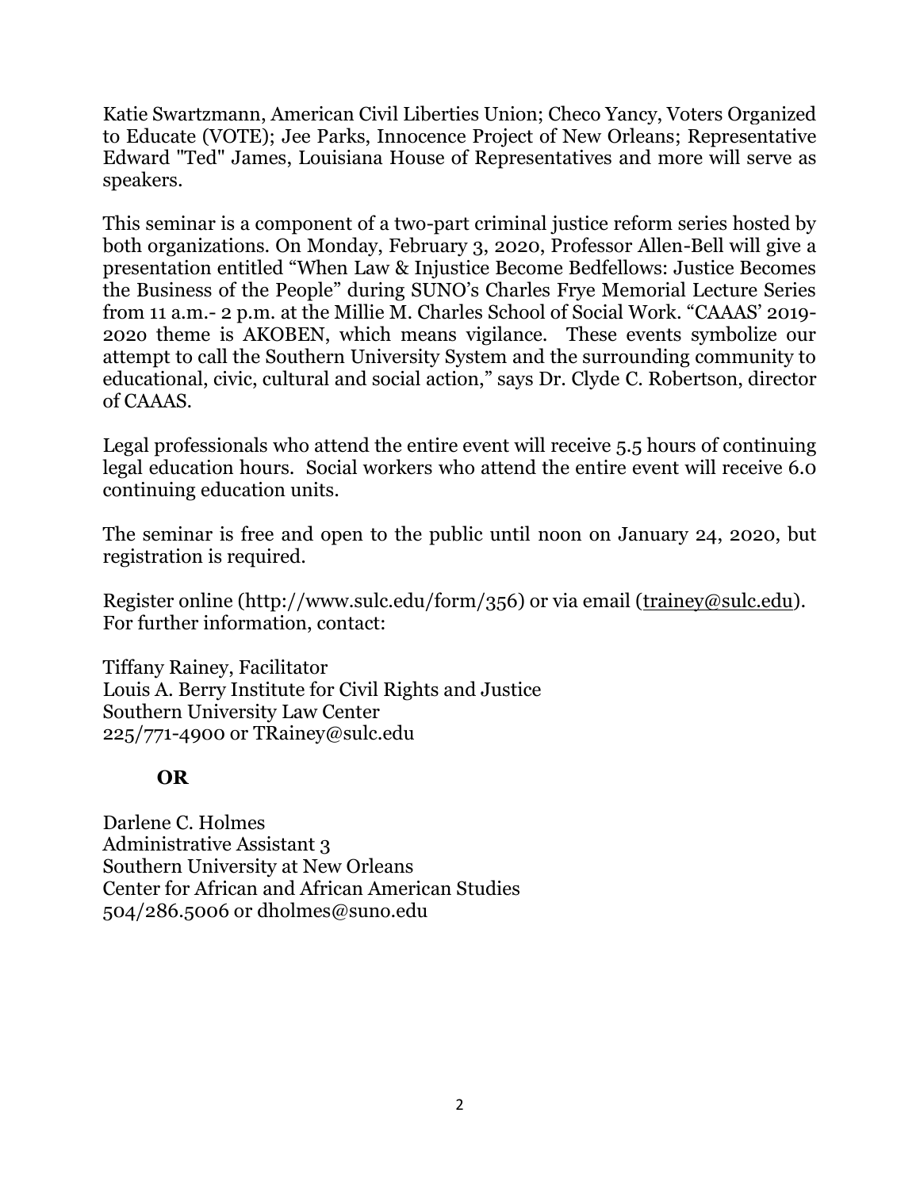Katie Swartzmann, American Civil Liberties Union; Checo Yancy, Voters Organized to Educate (VOTE); Jee Parks, Innocence Project of New Orleans; Representative Edward "Ted" James, Louisiana House of Representatives and more will serve as speakers.

This seminar is a component of a two-part criminal justice reform series hosted by both organizations. On Monday, February 3, 2020, Professor Allen-Bell will give a presentation entitled "When Law & Injustice Become Bedfellows: Justice Becomes the Business of the People" during SUNO's Charles Frye Memorial Lecture Series from 11 a.m.- 2 p.m. at the Millie M. Charles School of Social Work. "CAAAS' 2019-2020 theme is AKOBEN, which means vigilance. These events symbolize our attempt to call the Southern University System and the surrounding community to educational, civic, cultural and social action," says Dr. Clyde C. Robertson, director of CAAAS.

Legal professionals who attend the entire event will receive 5.5 hours of continuing legal education hours. Social workers who attend the entire event will receive 6.0 continuing education units.

The seminar is free and open to the public until noon on January 24, 2020, but registration is required.

Register online (http://www.sulc.edu/form/356) or via email (trainey@sulc.edu). For further information, contact:

Tiffany Rainey, Facilitator
Louis A. Berry Institute for Civil Rights and Justice
Southern University Law Center
225/771-4900 or TRainey@sulc.edu

**OR**

Darlene C. Holmes
Administrative Assistant 3
Southern University at New Orleans
Center for African and African American Studies
504/286.5006 or dholmes@suno.edu